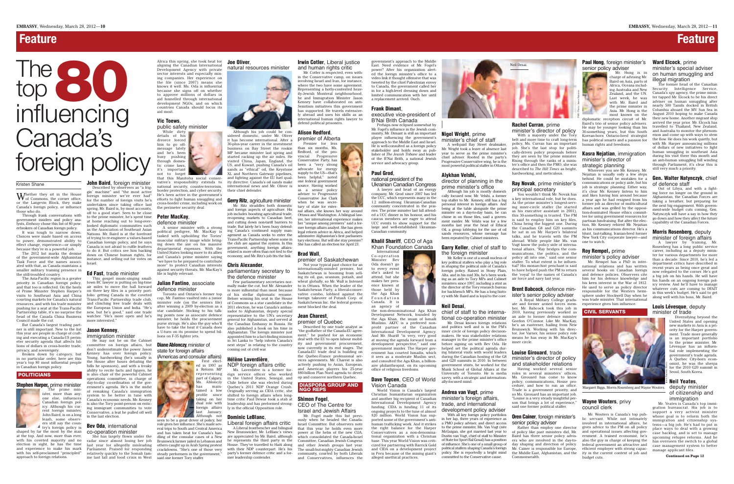# The top 80 influencing Canada's foreign policy

Kristen Shane

Whether they sit in the House of Commons, the corner office, or the Langevin Block, they make Canada's foreign policy, or influence those who do.

Through frank conversations with government insiders and policy analysts, *Embassy* chose this list of 80 powerbrokers of Canadian foreign policy.

It was tough to narrow down. Choices were made based on access to power, demonstrated ability to effect change, experience—or simply because they're in a powerful job.

The 2012 list marks the demise of the government-wide Afghanistan Task Force and the names associated with that, as Canada maintains a smaller military training presence in the still-troubled country.

The Asia-Pacific region is a greater priority in Canadian foreign policy, and that too is reflected. On the heels of Prime Minister Stephen Harper's visits to Southeast Asia and China courting markets for Canada's natural resources, and with his trade minister pushing for a seat at the Trans-Pacific Partnership table, it's no surprise the head of the Canada China Business Council made the cut.

But Canada's largest trading partner is still important. New to the list this year are people in charge of cutting and executing a Canada-US perimeter security agenda that affects billions of dollars in cross-border trade, privacy, and sovereignty.

Broken down by category, but in no particular order, here are this year's top 80 most influential people in Canadian foreign policy.

## POLITICIANS

### Stephen Harper, prime minister

The prime minister, more than anyone else, influences Canadian foreign policy. Although his current foreign minister, John Baird, is on a long leash, some observers still say the country's foreign policy is shaped by far the most by the man at the top. And now, more than ever, with his coveted majority and no election in sight, he has the time and experience to make his mark with his self-proclaimed "principled" approach to foreign relations.

### John Baird, foreign minister

Described by observers as "a frigging machine" and "the most active foreign minister we've ever had" for the number of foreign visits he's undertaken since taking office last spring, Mr. Baird is, by most accounts, off to a good start. Seen to be close to the prime minister, he's spent time at home reaching out to long-overlooked diplomatic communities such as the Association of Southeast Asian Nations. Mr. Baird is at the forefront of trying to re-engineer a values-based Canadian foreign policy, and he says Canada is not afraid to ruffle feathers to do it. But critics see him backing down on Chinese human rights, for instance, and selling out for votes on Israel.

### Ed Fast, trade minister

This gospel music-singing small-town BC lawyer is putting on bigtime air miles to move the ball forward on three key files in a priority portfolio: getting Canada in the coveted Trans-Pacific Partnership trade club, and clinching free trade deals with the European Union and India. "He's new, but he's good," said one trade watcher. "He's more open and he's more interested."

### Jason Kenney, immigration minister

He may not be on the Cabinet committee on foreign affairs, but don't underestimate the power Jason Kenney has over foreign policy. Young, hardworking (he's usually in the House after hours debating the bills he sponsors), and with a freaky ability to recite facts and figures, he is also chair of the powerful Cabinet operations committee, in charge of day-to-day co-ordination of the government's agenda. He's in the midst of remaking Canada's immigration system to be better in tune with Canada's economic needs. Mr. Kenney is also the Tory point-person on enticing immigrant communities to vote Conservative, a feat he pulled off well in the last election.

### Bev Oda, international co-operation minister

She has largely flown under the radar since almost losing her job last year for allegedly misleading Parliament. Praised for responding relatively quickly to the Somali famine last fall and food crisis in West Africa this spring, she took heat for aligning the Canadian International Development Agency with private sector interests and especially mining companies. Her experience on the file (since 2007) means she knows it well. Ms. Oda is influential because she signs off on whether to approve millions of dollars in aid funnelled through international development NGOs, and on which countries Canada should focus its aid most.

### Vic Toews, public safety minister

While dirty details of his divorce forced him to go off-message lately and he's been busy pushing through domestic crime laws, it's important not to forget that this Manitoba social conservative's responsibility extends to national security, counter-terrorism, border protection, and cyber security. He's been active in the government's efforts to fight human smuggling and cross-border crime, including work on the perimeter security deal.

### Peter MacKay, defence minister

A senior minister with a strong political pedigree, Mr. MacKay is tasked with upholding the Tories' muscular military image while bringing down the axe on his massive departmental expenses. With the United States looking more to its allies and Canada's prime minister saying "we have to be prepared to contribute more" to protect Canadian interests against security threats, Mr. MacKay's file is highly relevant.

### Julian Fantino, associate defence minister

Toronto and Ontario's former top cop, Mr. Fantino vaulted into a junior minister role (on the seniors file) after winning a 2009 by-election as a star candidate. Sticking to his talking points now as associate defence minister, he holds the procurement purse strings. He's also the guy who'll have to take the heat if Canada does a U-turn on its promise to spend billions on F-35 fighter jets.

### Diane Ablonczy, minister of state for foreign affairs (Americas and consular affairs)

First elected in 1997 as a Reform MP representing part of Calgary, Ms. Ablonczy has maintained a low profile since taking on her dual role with foreign affairs last January. Although not seen to be a great driver of policy, her role gives her influence. She's made several trips to South and Central America and has taken heat for Canada's handling of the consular cases of a New Brunswick farmer jailed in Lebanon and others caught up in Arab Spring protest crackdowns. "She's one of those very steady performers in the government," said one former Tory staffer.

### Joe Oliver, natural resources minister

Although his job could be considered domestic, under Mr. Oliver it has become international. After a 30-plus-year career in the investment business on Bay Street the rookie MP became minister last spring and started racking up the air miles. He visited China, Japan, England, the US, and Kuwait, pushing Canada's oil sands as "ethical" oil, the Keystone XL and Northern Gateway pipelines, and fighting against the EU fuel quality directive. Canada's oil sands make international news and Mr. Oliver is their chief defender.

### Gerry Ritz, agriculture minister

Mr. Ritz straddles both domestic and foreign aspects of agriculture. His job includes boosting agricultural trade, re-opening markets to Canadian beef, and cutting down non-tariff barriers to trade. But lately he's been busy defending Canada's continued supply management as Canada seeks to enter the Trans-Pacific Partnership where some in the club are against the system. In this government, anything foreign affairs-related is more often than not tied to the economy, and Mr. Ritz's job fits the link.

### Chris Alexander, parliamentary secretary to the defence minister

Few parliamentary secretaries normally make the cut, but Mr. Alexander is more influential than most because of his stellar diplomatic resume. Before winning his seat in the House of Commons as a star candidate in the 2011 election, he was Canada's ambassador to Afghanistan, deputy special representative to the UN's secretary general for Afghanistan, and served at the Canadian Embassy in Russia. He also published a book on his time in Afghanistan. The foreign minister just appointed him to a fact-finding mission in Sri Lanka to "help inform Canada's next steps" in relating to the country coming out of civil war.

### Hélène Laverdière, NDP foreign affairs critic

Ms. Laverdière is a former foreign service officer who worked in the United States, Senegal, and Chile before she was elected during Quebec's 2011 NDP Orange Crush. Originally serving as CIDA critic, she shifted to foreign affairs when longtime critic Paul Dewar took a stab at leadership and has performed strongly in the official Opposition role.

### Dominic LeBlanc, Liberal foreign affairs critic

A Liberal frontbencher and bilingual New Brunswicker, Mr. LeBlanc's views are appreciated by Mr. Baird, although he represents the third party in the House. They've travelled to Haiti along with their NDP counterpart. He's his party's former defence critic and a former leadership contender.

### Irwin Cotler, Liberal justice and human rights critic

Mr. Cotler is respected, even within the Conservative camp, on issues involving Israel and Iran, for instance, where the two have some agreement. Representing a hotly-contested heavily-Jewish Montreal neighbourhood, he and Immigration Minister Jason Kenney have collaborated on anti-Semitism initiatives this government has supported. He travels extensively abroad and uses his skills as an international human rights lawyer to defend political prisoners.

### Alison Redford, premier of Alberta

Premier for less than six months, Ms. Redford, of the provincial Progressive Conservative Party, has been a "very strong advocate for energy supply to the US—that's been helpful," noted one federal government source. Having worked as a senior policy adviser to Progressive Conservative Joe Clark when he was secretary of state for external affairs, she knows her way around Ottawa and Washington. A bilingual lawyer, her international experience makes her "unique among premiers" said a former foreign affairs analyst. She has given legal reform advice in Africa, and helped administer Afghanistan's first parliamentary elections. But will she stay premier? She has called an election for April 23.

### Brad Wall, premier of Saskatchewan

Not your typical past choice for an internationally-minded premier, but Saskatchewan is booming from selling its oil, gas, uranium, potash, and wheat globally, so Mr. Wall is listened to in Ottawa. When the leader of the Saskatchewan Party, a liberal-conservative combo, lobbied against the foreign takeover of Potash Corp. of Saskatchewan Inc. the federal government blocked the deal.

### Jean Charest, premier of Quebec

Described by one trade analyst as "the godfather of the Canada-EU agreement," he pushed for an economic deal with the EU to open labour mobility and government procurement, now currently in its end stages. The Canada-EU trade deal is building on the Quebec-France professional services agreements Mr. Charest is also actively pushing to Asian, European, and American players his 25-year $80-billion Plan Nord agenda to develop and conserve northern Quebec.

## DIASPORA GROUP AND NGO REPS

### Shimon Fogel, CEO of The Centre for Israel and Jewish Affairs

Mr. Fogel made this list previously when he headed the Canada-Israel Committee. But observers note that this year he holds even more power at the helm of the new CIJA, which consolidated the Canada-Israel Committee, Canadian Jewish Congress and other Jewish groups last year. The small-but-mighty Canadian Jewish community, courted by both Liberals and Conservatives, influences the government's approach to the Middle East. Need evidence of Mr. Fogel's power? After his organization alerted the foreign minister's office to a video link it thought offensive that was tweeted by the chief Palestinian envoy to Canada, the government called her in for a high-level dressing down and limited communication with her until a replacement arrived. Ouch.

### Frank Dimant, executive vice-president of B'Nai Brith Canada

Perhaps now eclipsed somewhat by Mr. Fogel's influence in the Jewish community, Mr. Dimant is still an important player influencing the government's approach to the Middle East and Israel. He is well-consulted as a foreign policy stakeholder and holds sway as publisher of *The Jewish Tribune* and leader of the B'Nai Brith, a national Jewish service and advocacy group.

### Paul Grod, national president of the Ukrainian Canadian Congress

A lawyer and head of an energy company, Mr. Grod since 2007 has led the UCC, which represents many in the 1.2 million-strong Ukrainian-Canadian community concentrated in the prairies. The prime minister last fall attended a UCC dinner in his honour, and his caucus members are eager to attend UCC events to show support for the large and well-established Ukrainian-Canadian community.

### Khalil Shariff, CEO of Aga Khan Foundation Canada

International Co-operation Minister Bev Oda doesn't go to every event she's asked to attend, but she makes her presence known at those held by the Aga Khan Foundation Canada. It is an agency of the non-denominational Aga Khan Development Network, founded by the Aga Khan, the imam of Ismaili Muslims. AKFC is a preferred nonprofit partner of the Canadian International Development Agency. And Mr. Shariff "is very, very good at moving the agenda forward from a development perspective," said one government insider. The Harper government has courted Ismailis, which it sees as a moderate Muslim sect, and consulted the Aga Khan, a billionaire philanthropist, on its upcoming office of religious freedoms.

### Dave Toycen, CEO of World Vision Canada

World Vision is Canada's largest Christian humanitarian organization and another big recipient of Canadian International Development Agency funding. CIDA is funding 11 of its ongoing projects to the tune of almost $20 million. World Vision has supported some of the government's anti-human trafficking work. And it strikes the right balance for the Harper Conservatives as a non-denominational organization with a Christian base. This year World Vision was criticized for partnering with Barrick Gold and CIDA on a development project in Peru because of the mining giant's alleged unethical practices.

### Nigel Wright, prime minister's chief of staff

A well-paid Bay Street dealmaker, Mr. Wright took a leave of absence last year to serve as the prime minister's chief adviser. Rooted in the party's Progressive Conservative wing, he is the most powerful political staffer in Ottawa.

### Alykhan Velshi, director of planning in the prime minister's office

Although his job is mostly domestically focused now, Mr. Velshi, a former top staffer to Mr. Kenney, still has a big personal interest in foreign affairs. And being at the table alongside the prime minister on a day-to-day basis, he can chime in on those files, said a government insider. Mr. Velshi was for a few months last year the head of Ethical Oil, a group lobbying for the use of oil sands resources, whose message has been repeated by Cabinet ministers.

### Garry Keller, chief of staff to the foreign minister

Mr. Keller is one of a small nucleus of key political staffers who play a big role in shaping the political side of Canada's foreign policy. Raised in Stony Plain, Alta. and in his mid 30s, he's been working as an aide to Tory MPs and Cabinet ministers since 1997, including a stint as the director of the Tory research bureau for backbench MPs. He has a long history with Mr. Baird and is loyal to the core.

### Neil Desai, chief of staff to the international co-operation minister

Mr. Desai knows foreign relations and politics well and is in the PM's inner circle of foreign policy decision-makers. He was stakeholder relations manager in the prime minister's office before signing on with Bev Oda. He helped set the political agenda during bilateral visits with world leaders during the Canadian hosting of the G8 and G20 summits in 2010. In between government stints, he worked for the Munk School of Global Affairs at the University of Toronto. He is media savvy, with a strategic and internationally-focused mind.

### Andrea van Vugt, prime minister's foreign affairs, trade, and international development policy adviser

With all key foreign policy portfolios in her lap, three years of experience as a PMO policy adviser, and direct access to the prime minister, Ms. Van Vugt (née McGuigan, she got married last year to Dustin van Vugt, chief of staff to Minister of State for Sport Bal Gosal) has a position of influence. She's one of a small group of political staffers shaping Canada's foreign policy. She is reportedly a bright mind committed to the Conservative cause.

### Rachel Curran, prime minister's director of policy

With a majority under the Tory belt and more time to craft long-term policy, Ms. Curran has an important job. She's the last stop for politically-driven policy proposals before they are seen by the prime minister. Rising through the ranks of a minister's office and then the PMO, she was described to *The Hill Times* as bright, hardworking, and meticulous.

### Ray Novak, prime minister's principal secretary

You wouldn't think Mr. Novak has a key international role, but he does. As the prime minister's longest-serving inner-circle staffer (he started as his executive assistant in 2001), this 30-something is trusted. The PM is said to employ him on key files. China being the biggest one. During the Canadian G8 and G20 summits he sat in on Mr. Harper's bilateral talks, and he travels with the PM abroad. While people like Ms. Van Vugt know the policy side of international affairs, "Ray bridges the communications, the politics, and the policy all into one," said one senior staffer. To what extent is he influential? His monarchist penchant is said to have helped push the PM to return the 'royal' to the names of Canada's air force and navy last year.

### Brent Babcock, defence minister's senior policy adviser

A Royal Military College graduate and former armed forces member, Mr. Babcock took this job in 2010, having previously worked as an aide to former defence minister Gordon O'Connor. Like Mr. MacKay, he's an easterner, hailing from New Brunswick. Working with his director, Joe Varner, his senior policy role means he has sway in Mr. MacKay's inner circle.

### Louise Girouard, trade minister's director of policy and stakeholder relations

Having worked several senior roles in several ministers' offices, Ms. Girouard has come to know policy, communications, House procedure, and how to run an office. Trade is a government priority, and so Ms. Girouard has an important job. "Louise is a very steady insightful person that brings a lot of experience," said one former political staffer.

### Oren Cainer, foreign minister's senior policy adviser

Rather than employ one director of policy like past ministers did, Mr. Baird has three senior policy advisers who are involved in the day-to-day shaping and direction of policy. Mr. Cainer is responsible for Europe, the Middle East, Afghanistan, and the Commonwealth.

### Paul Hong, foreign minister's senior policy adviser

Mr. Hong is in charge of advising Mr. Baird on Asia, parts of Africa, Oceania including Australia and New Zealand, and the UN. Last week, he was with Mr. Baird and the prime minister in Asia. Mr. Hong is the most known on the diplomatic reception circuit of Mr. Baird's trio of senior policy advisers. He may be younger looking than his 30-something years, but this South Korean-born Ontario-bred strategist has political smarts and a passion for human rights and freedoms.

### Kasra Nejatian, immigration minister's director of strategic planning

Wherever you see Mr. Kenney, Mr. Nejatian is usually only a few steps behind. He could be mistaken for a communications or policy aide, but his job is strategic planning. Either way, it's clear Mr. Kenney listens to him and likes having him around because a year ago he had resigned from his former job as director of multicultural affairs and was grilled by the opposition-dominated House ethics committee for using government resources for partisan fundraising. But after the election, Mr. Kenney rehired Mr. Nejatian as his communications director. He's a blunt, fast-talking, Iranian-bred former New York City corporate lawyer—and one to watch.

### Roy Rempel, prime minister's policy adviser

Mr. Rempel has a PhD in international relations and has written several books on Canadian foreign and defence policies. Observers cite him for his defence knowledge and his keen interest in the War of 1812. He used to serve as policy director responsible for the Western hemisphere under Stockwell Day when he was trade minister. That international experience gives him influence.

## CIVIL SERVANTS

Margaret Biggs, Morris Rosenberg and Wayne Wouters.

### Wayne Wouters, privy council clerk

Mr. Wouters is Canada's top public servant. While not intimately involved in international affairs, he gives advice to the PM on all policy and operational issues affecting government. A trained economist, he's also the guy in charge of keeping the federal government an attractive and efficient employer with strong capacity in the current context of job and budget cuts.

### Ward Elcock, prime minister's special adviser on human smuggling and illegal migration

The former head of the Canadian Security Intelligence Service, Canada's spy agency, the prime minister tapped Mr. Elcock to be his direct adviser on human smuggling after nearly 500 Tamils docked in British Columbia aboard the MV Sun Sea in August 2010 hoping to make Canada their new home. Another migrant ship arrived the year prior. Mr. Elcock has travelled to Thailand, New Zealand, and Australia to monitor the phenomenon and come up with ways to stem the flow. He does his work quietly, but with Mr. Harper announcing millions of dollars of new initiatives to fight human smuggling in southeast Asia during his visit there this month and an anti-human smuggling bill winding through Parliament, it's clear this is still very much a priority.

### Gen. Walter Natynczyk, chief of defence staff

Out of Libya, and with a fighting force no longer on the ground in Afghanistan, the Canadian Forces are taking a breather, but preparing for the next big engagement. With government-wide budget cuts coming, Gen. Natynczyk will have a say in how they go down and how they affect the future capability of the Canadian Forces.

### Morris Rosenberg, deputy minister of foreign affairs

A lawyer by training, Mr. Rosenberg has a long public service career, including as a deputy minister for various departments for more than a decade. Since 2010, he's led a department critics have described in recent years as being once great and now relegated to the corner. He's got a big job on his hands. He will have his hands on an ongoing foreign policy review. And he'll have to manage whatever cuts are coming to DFAIT in this week's budget. He's said to get along well with his boss, Mr. Baird.

### Louis Lévesque, deputy minister of trade

Diversifying beyond the United States and opening new markets in Asia is a priority for the Harper government. Trade more generally is an important portfolio to the prime minister. Mr. Lévesque has an influential role implementing the government's trade agenda. A Quebec City-born economist, he was the sherpa for the 2010 G20 summit in Seoul, South Korea.

### Neil Yeates, deputy minister of citizenship and immigration

Mr. Yeates is Canada's top immigration bureaucrat. His job is to support a very activist minister whose goal is to reform both the immigration and citizenship systems—a big job. He's had to put in place ways to deal with a growing case backlog, and is set to manage upcoming refugee reforms. And he has overseen the switch to a global case management system to better manage applicant files.

Continued on Page 12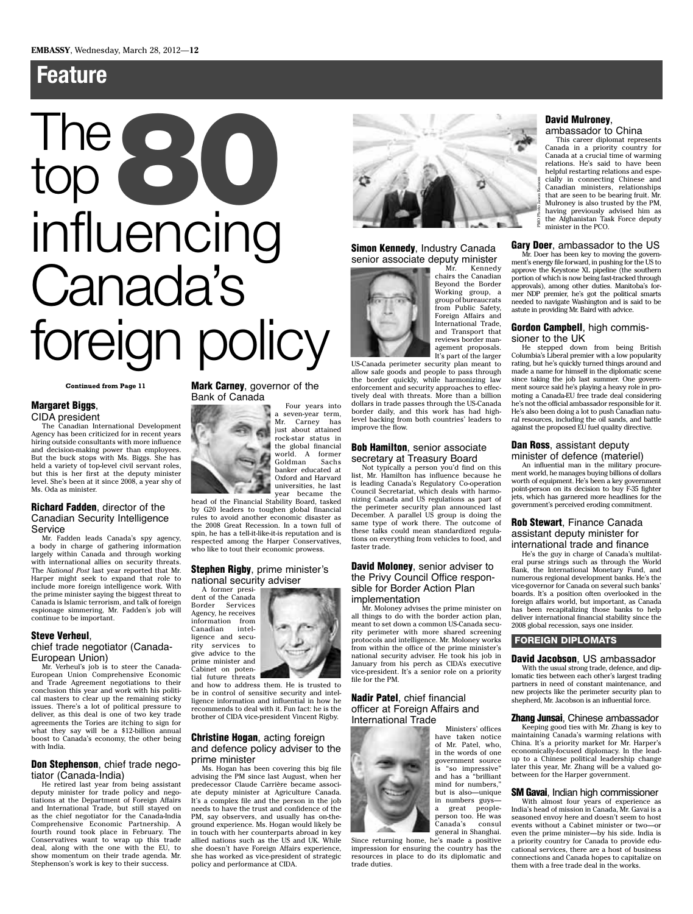## Feature

# The top 80 influencing Canada's foreign policy

**Continued from Page 11**

### Margaret Biggs, CIDA president

The Canadian International Development Agency has been criticized for in recent years hiring outside consultants with more influence and decision-making power than employees. But the buck stops with Ms. Biggs. She has held a variety of top-level civil servant roles, but this is her first at the deputy minister level. She's been at it since 2008, a year shy of Ms. Oda as minister.

### Richard Fadden, director of the Canadian Security Intelligence Service

Mr. Fadden leads Canada's spy agency, a body in charge of gathering information largely within Canada and through working with international allies on security threats. The *National Post* last year reported that Mr. Harper might seek to expand that role to include more foreign intelligence work. With the prime minister saying the biggest threat to Canada is Islamic terrorism, and talk of foreign espionage simmering, Mr. Fadden's job will continue to be important.

### Steve Verheul, chief trade negotiator (Canada-European Union)

Mr. Verheul's job is to steer the Canada-European Union Comprehensive Economic and Trade Agreement negotiations to their conclusion this year and work with his political masters to clear up the remaining sticky issues. There's a lot of political pressure to deliver, as this deal is one of two key trade agreements the Tories are itching to sign for what they say will be a $12-billion annual boost to Canada's economy, the other being with India.

### Don Stephenson, chief trade negotiator (Canada-India)

He retired last year from being assistant deputy minister for trade policy and negotiations at the Department of Foreign Affairs and International Trade, but still stayed on as the chief negotiator for the Canada-India Comprehensive Economic Partnership. A fourth round took place in February. The Conservatives want to wrap up this trade deal, along with the one with the EU, to show momentum on their trade agenda. Mr. Stephenson's work is key to their success.

### Mark Carney, governor of the Bank of Canada

Four years into a seven-year term, Mr. Carney has just about attained rock-star status in the global financial world. A former Goldman Sachs banker educated at Oxford and Harvard universities, he last year became the head of the Financial Stability Board, tasked by G20 leaders to toughen global financial rules to avoid another economic disaster as the 2008 Great Recession. In a town full of spin, he has a tell-it-like-it-is reputation and is respected among the Harper Conservatives, who like to tout their economic prowess.

### Stephen Rigby, prime minister's national security adviser

A former president of the Canada Border Services Agency, he receives information from Canadian intelligence and security services to give advice to the prime minister and Cabinet on potential future threats and how to address them. He is trusted to be in control of sensitive security and intelligence information and influential in how he recommends to deal with it. Fun fact: he is the brother of CIDA vice-president Vincent Rigby.

### Christine Hogan, acting foreign and defence policy adviser to the prime minister

Ms. Hogan has been covering this big file advising the PM since last August, when her predecessor Claude Carrière became associate deputy minister at Agriculture Canada. It's a complex file and the person in the job needs to have the trust and confidence of the PM, say observers, and usually has on-the-ground experience. Ms. Hogan would likely be in touch with her counterparts abroad in key allied nations such as the US and UK. While she doesn't have Foreign Affairs experience, she has worked as vice-president of strategic policy and performance at CIDA.

PMO Photo: Jason Ransom

### Simon Kennedy, Industry Canada senior associate deputy minister

Mr. Kennedy chairs the Canadian Beyond the Border Working group, a group of bureaucrats from Public Safety, Foreign Affairs and International Trade, and Transport that reviews border management proposals. It's part of the larger US-Canada perimeter security plan meant to allow safe goods and people to pass through the border quickly, while harmonizing law enforcement and security approaches to effectively deal with threats. More than a billion dollars in trade passes through the US-Canada border daily, and this work has had high-level backing from both countries' leaders to improve the flow.

### Bob Hamilton, senior associate secretary at Treasury Board

Not typically a person you'd find on this list, Mr. Hamilton has influence because he is leading Canada's Regulatory Co-operation Council Secretariat, which deals with harmonizing Canada and US regulations as part of the perimeter security plan announced last December. A parallel US group is doing the same type of work there. The outcome of these talks could mean standardized regulations on everything from vehicles to food, and faster trade.

### David Moloney, senior adviser to the Privy Council Office responsible for Border Action Plan implementation

Mr. Moloney advises the prime minister on all things to do with the border action plan, meant to set down a common US-Canada security perimeter with more shared screening protocols and intelligence. Mr. Moloney works from within the office of the prime minister's national security adviser. He took his job in January from his perch as CIDA's executive vice-president. It's a senior role on a priority file for the PM.

### Nadir Patel, chief financial officer at Foreign Affairs and International Trade

Ministers' offices have taken notice of Mr. Patel, who, in the words of one government source is "so impressive" and has a "brilliant mind for numbers," but is also—unique in numbers guys—a great people-person too. He was Canada's consul general in Shanghai. Since returning home, he's made a positive impression for ensuring the country has the resources in place to do its diplomatic and trade duties.

### David Mulroney, ambassador to China

This career diplomat represents Canada in a priority country for Canada at a crucial time of warming relations. He's said to have been helpful restarting relations and especially in connecting Chinese and Canadian ministers, relationships that are seen to be bearing fruit. Mr. Mulroney is also trusted by the PM, having previously advised him as the Afghanistan Task Force deputy minister in the PCO.

### Gary Doer, ambassador to the US

Mr. Doer has been key to moving the government's energy file forward, in pushing for the US to approve the Keystone XL pipeline (the southern portion of which is now being fast-tracked through approvals), among other duties. Manitoba's former NDP premier, he's got the political smarts needed to navigate Washington and is said to be astute in providing Mr. Baird with advice.

### Gordon Campbell, high commissioner to the UK

He stepped down from being British Columbia's Liberal premier with a low popularity rating, but he's quickly turned things around and made a name for himself in the diplomatic scene since taking the job last summer. One government source said he's playing a heavy role in promoting a Canada-EU free trade deal considering he's not the official ambassador responsible for it. He's also been doing a lot to push Canadian natural resources, including the oil sands, and battle against the proposed EU fuel quality directive.

### Dan Ross, assistant deputy minister of defence (materiel)

An influential man in the military procurement world, he manages buying billions of dollars worth of equipment. He's been a key government point-person on its decision to buy F-35 fighter jets, which has garnered more headlines for the government's perceived eroding commitment.

### Rob Stewart, Finance Canada assistant deputy minister for international trade and finance

He's the guy in charge of Canada's multilateral purse strings such as through the World Bank, the International Monetary Fund, and numerous regional development banks. He's the vice-governor for Canada on several such banks' boards. It's a position often overlooked in the foreign affairs world, but important, as Canada has been recapitalizing those banks to help deliver international financial stability since the 2008 global recession, says one insider.

## FOREIGN DIPLOMATS

### David Jacobson, US ambassador

With the usual strong trade, defence, and diplomatic ties between each other's largest trading partners in need of constant maintenance, and new projects like the perimeter security plan to shepherd, Mr. Jacobson is an influential force.

### Zhang Junsai, Chinese ambassador

Keeping good ties with Mr. Zhang is key to maintaining Canada's warming relations with China. It's a priority market for Mr. Harper's economically-focused diplomacy. In the lead-up to a Chinese political leadership change later this year, Mr. Zhang will be a valued go-between for the Harper government.

### SM Gavai, Indian high commissioner

With almost four years of experience as India's head of mission in Canada, Mr. Gavai is a seasoned envoy here and doesn't seem to host events without a Cabinet minister or two—or even the prime minister—by his side. India is a priority country for Canada to provide educational services, there are a host of business connections and Canada hopes to capitalize on them with a free trade deal in the works.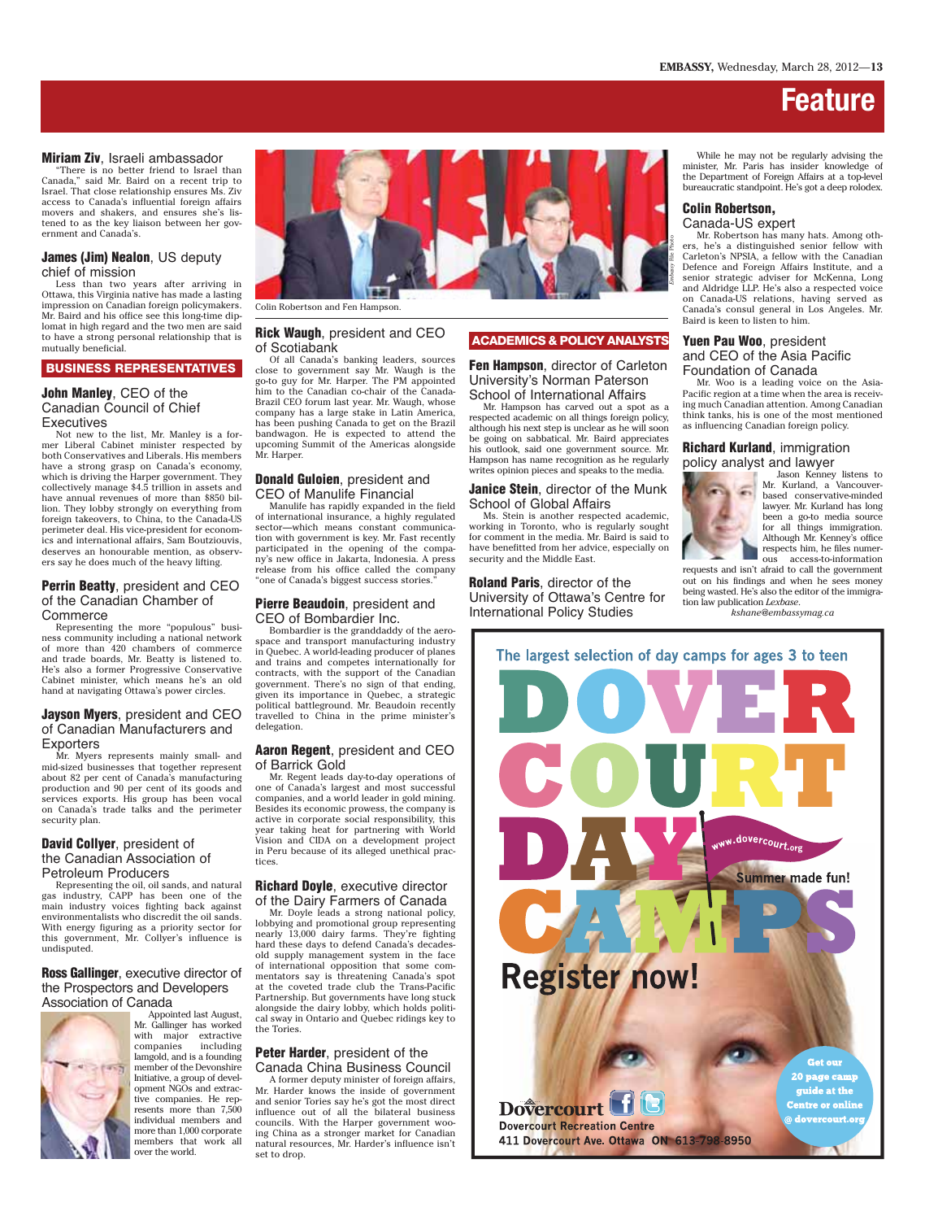# Feature

**Miriam Ziv**, Israeli ambassador

"There is no better friend to Israel than Canada," said Mr. Baird on a recent trip to Israel. That close relationship ensures Ms. Ziv access to Canada's influential foreign affairs movers and shakers, and ensures she's listened to as the key liaison between her government and Canada's.

**James (Jim) Nealon**, US deputy chief of mission

Less than two years after arriving in Ottawa, this Virginia native has made a lasting impression on Canadian foreign policymakers. Mr. Baird and his office see this long-time diplomat in high regard and the two men are said to have a strong personal relationship that is mutually beneficial.

## BUSINESS REPRESENTATIVES

**John Manley**, CEO of the Canadian Council of Chief Executives

Not new to the list, Mr. Manley is a former Liberal Cabinet minister respected by both Conservatives and Liberals. His members have a strong grasp on Canada's economy, which is driving the Harper government. They collectively manage $4.5 trillion in assets and have annual revenues of more than $850 billion. They lobby strongly on everything from foreign takeovers, to China, to the Canada-US perimeter deal. His vice-president for economics and international affairs, Sam Boutziouvis, deserves an honourable mention, as observers say he does much of the heavy lifting.

**Perrin Beatty**, president and CEO of the Canadian Chamber of Commerce

Representing the more "populous" business community including a national network of more than 420 chambers of commerce and trade boards, Mr. Beatty is listened to. He's also a former Progressive Conservative Cabinet minister, which means he's an old hand at navigating Ottawa's power circles.

**Jayson Myers**, president and CEO of Canadian Manufacturers and Exporters

Mr. Myers represents mainly small- and mid-sized businesses that together represent about 82 per cent of Canada's manufacturing production and 90 per cent of its goods and services exports. His group has been vocal on Canada's trade talks and the perimeter security plan.

**David Collyer**, president of the Canadian Association of Petroleum Producers

Representing the oil, oil sands, and natural gas industry, CAPP has been one of the main industry voices fighting back against environmentalists who discredit the oil sands. With energy figuring as a priority sector for this government, Mr. Collyer's influence is undisputed.

**Ross Gallinger**, executive director of the Prospectors and Developers Association of Canada

Appointed last August, Mr. Gallinger has worked with major extractive companies including Iamgold, and is a founding member of the Devonshire Initiative, a group of development NGOs and extractive companies. He represents more than 7,500 individual members and more than 1,000 corporate members that work all over the world.

Colin Robertson and Fen Hampson.

**Rick Waugh**, president and CEO of Scotiabank

Of all Canada's banking leaders, sources close to government say Mr. Waugh is the go-to guy for Mr. Harper. The PM appointed him to the Canadian co-chair of the Canada-Brazil CEO forum last year. Mr. Waugh, whose company has a large stake in Latin America, has been pushing Canada to get on the Brazil bandwagon. He is expected to attend the upcoming Summit of the Americas alongside Mr. Harper.

**Donald Guloien**, president and CEO of Manulife Financial

Manulife has rapidly expanded in the field of international insurance, a highly regulated sector—which means constant communication with government is key. Mr. Fast recently participated in the opening of the company's new office in Jakarta, Indonesia. A press release from his office called the company "one of Canada's biggest success stories."

**Pierre Beaudoin**, president and CEO of Bombardier Inc.

Bombardier is the granddaddy of the aerospace and transport manufacturing industry in Quebec. A world-leading producer of planes and trains and competes internationally for contracts, with the support of the Canadian government. There's no sign of that ending, given its importance in Quebec, a strategic political battleground. Mr. Beaudoin recently travelled to China in the prime minister's delegation.

**Aaron Regent**, president and CEO of Barrick Gold

Mr. Regent leads day-to-day operations of one of Canada's largest and most successful companies, and a world leader in gold mining. Besides its economic prowess, the company is active in corporate social responsibility, this year taking heat for partnering with World Vision and CIDA on a development project in Peru because of its alleged unethical practices.

**Richard Doyle**, executive director of the Dairy Farmers of Canada

Mr. Doyle leads a strong national policy, lobbying and promotional group representing nearly 13,000 dairy farms. They're fighting hard these days to defend Canada's decades-old supply management system in the face of international opposition that some commentators say is threatening Canada's spot at the coveted trade club the Trans-Pacific Partnership. But governments have long stuck alongside the dairy lobby, which holds political sway in Ontario and Quebec ridings key to the Tories.

**Peter Harder**, president of the Canada China Business Council

A former deputy minister of foreign affairs, Mr. Harder knows the inside of government and senior Tories say he's got the most direct influence out of all the bilateral business councils. With the Harper government wooing China as a stronger market for Canadian natural resources, Mr. Harder's influence isn't set to drop.

## ACADEMICS & POLICY ANALYSTS

**Fen Hampson**, director of Carleton University's Norman Paterson School of International Affairs

Mr. Hampson has carved out a spot as a respected academic on all things foreign policy, although his next step is unclear as he will soon be going on sabbatical. Mr. Baird appreciates his outlook, said one government source. Mr. Hampson has name recognition as he regularly writes opinion pieces and speaks to the media.

**Janice Stein**, director of the Munk School of Global Affairs

Ms. Stein is another respected academic, working in Toronto, who is regularly sought for comment in the media. Mr. Baird is said to have benefitted from her advice, especially on security and the Middle East.

**Roland Paris**, director of the University of Ottawa's Centre for International Policy Studies

While he may not be regularly advising the minister, Mr. Paris has insider knowledge of the Department of Foreign Affairs at a top-level bureaucratic standpoint. He's got a deep rolodex.

**Colin Robertson**, Canada-US expert

Mr. Robertson has many hats. Among others, he's a distinguished senior fellow with Carleton's NPSIA, a fellow with the Canadian Defence and Foreign Affairs Institute, and a senior strategic adviser for McKenna, Long and Aldridge LLP. He's also a respected voice on Canada-US relations, having served as Canada's consul general in Los Angeles. Mr. Baird is keen to listen to him.

**Yuen Pau Woo**, president and CEO of the Asia Pacific Foundation of Canada

Mr. Woo is a leading voice on the Asia-Pacific region at a time when the area is receiving much Canadian attention. Among Canadian think tanks, his is one of the most mentioned as influencing Canadian foreign policy.

**Richard Kurland**, immigration policy analyst and lawyer

Jason Kenney listens to Mr. Kurland, a Vancouver-based conservative-minded lawyer. Mr. Kurland has long been a go-to media source for all things immigration. Although Mr. Kenney's office respects him, he files numerous access-to-information requests and isn't afraid to call the government out on his findings and when he sees money being wasted. He's also the editor of the immigration law publication *Lexbase*.

*kshane@embassymag.ca*